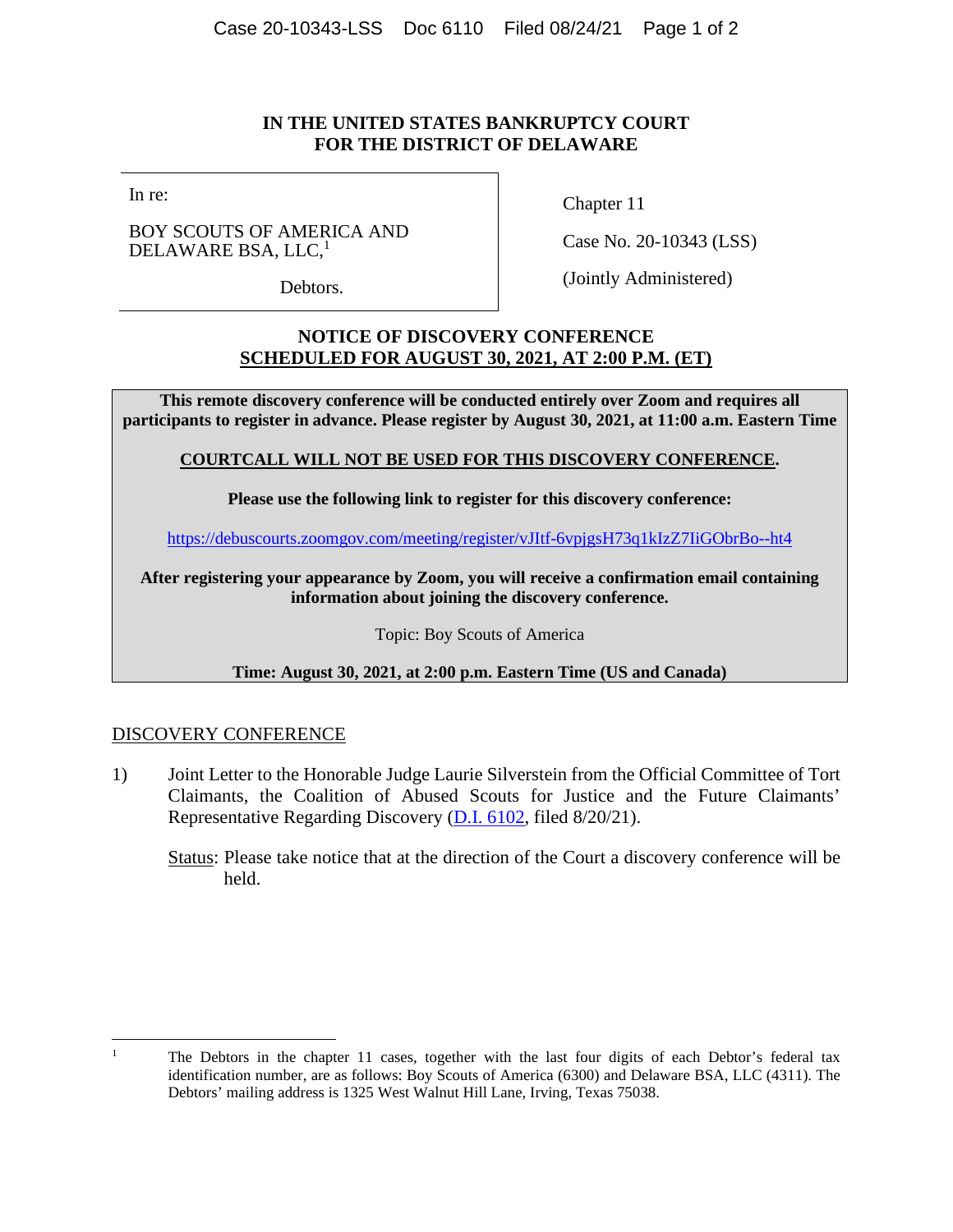**IN THE UNITED STATES BANKRUPTCY COURT**
**FOR THE DISTRICT OF DELAWARE**

| | |
|---|---|
| In re:<br><br>BOY SCOUTS OF AMERICA AND DELAWARE BSA, LLC,[1]<br><br>Debtors. | Chapter 11<br><br>Case No. 20-10343 (LSS)<br><br>(Jointly Administered) |

**NOTICE OF DISCOVERY CONFERENCE**
**<u>SCHEDULED FOR AUGUST 30, 2021, AT 2:00 P.M. (ET)</u>**

**This remote discovery conference will be conducted entirely over Zoom and requires all participants to register in advance. Please register by August 30, 2021, at 11:00 a.m. Eastern Time**

**<u>COURTCALL WILL NOT BE USED FOR THIS DISCOVERY CONFERENCE</u>.**

**Please use the following link to register for this discovery conference:**

https://debuscourts.zoomgov.com/meeting/register/vJItf-6vpjgsH73q1kIzZ7IiGObrBo--ht4

**After registering your appearance by Zoom, you will receive a confirmation email containing information about joining the discovery conference.**

Topic: Boy Scouts of America

**Time: August 30, 2021, at 2:00 p.m. Eastern Time (US and Canada)**

<u>DISCOVERY CONFERENCE</u>

1) Joint Letter to the Honorable Judge Laurie Silverstein from the Official Committee of Tort Claimants, the Coalition of Abused Scouts for Justice and the Future Claimants' Representative Regarding Discovery (D.I. 6102, filed 8/20/21).

   <u>Status</u>: Please take notice that at the direction of the Court a discovery conference will be held.

---

[1] The Debtors in the chapter 11 cases, together with the last four digits of each Debtor's federal tax identification number, are as follows: Boy Scouts of America (6300) and Delaware BSA, LLC (4311). The Debtors' mailing address is 1325 West Walnut Hill Lane, Irving, Texas 75038.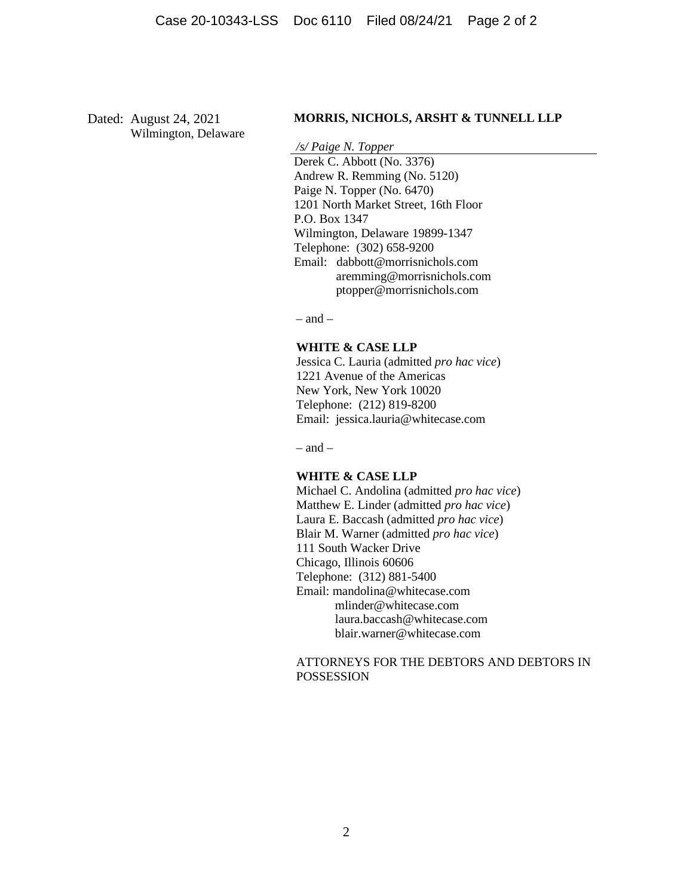Dated: August 24, 2021
Wilmington, Delaware

**MORRIS, NICHOLS, ARSHT & TUNNELL LLP**

*/s/ Paige N. Topper*

Derek C. Abbott (No. 3376)
Andrew R. Remming (No. 5120)
Paige N. Topper (No. 6470)
1201 North Market Street, 16th Floor
P.O. Box 1347
Wilmington, Delaware 19899-1347
Telephone: (302) 658-9200
Email: dabbott@morrisnichols.com
aremming@morrisnichols.com
ptopper@morrisnichols.com

– and –

**WHITE & CASE LLP**
Jessica C. Lauria (admitted *pro hac vice*)
1221 Avenue of the Americas
New York, New York 10020
Telephone: (212) 819-8200
Email: jessica.lauria@whitecase.com

– and –

**WHITE & CASE LLP**
Michael C. Andolina (admitted *pro hac vice*)
Matthew E. Linder (admitted *pro hac vice*)
Laura E. Baccash (admitted *pro hac vice*)
Blair M. Warner (admitted *pro hac vice*)
111 South Wacker Drive
Chicago, Illinois 60606
Telephone: (312) 881-5400
Email: mandolina@whitecase.com
mlinder@whitecase.com
laura.baccash@whitecase.com
blair.warner@whitecase.com

ATTORNEYS FOR THE DEBTORS AND DEBTORS IN POSSESSION